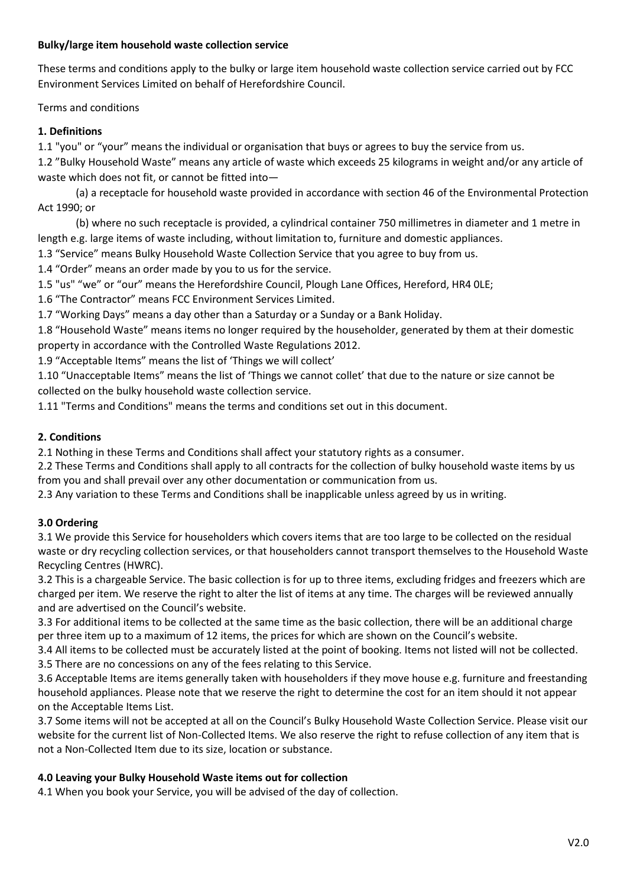**Bulky/large item household waste collection service**

These terms and conditions apply to the bulky or large item household waste collection service carried out by FCC Environment Services Limited on behalf of Herefordshire Council.

Terms and conditions

**1. Definitions**

1.1 "you" or "your" means the individual or organisation that buys or agrees to buy the service from us.

1.2 "Bulky Household Waste" means any article of waste which exceeds 25 kilograms in weight and/or any article of waste which does not fit, or cannot be fitted into—

(a) a receptacle for household waste provided in accordance with section 46 of the Environmental Protection Act 1990; or

(b) where no such receptacle is provided, a cylindrical container 750 millimetres in diameter and 1 metre in length e.g. large items of waste including, without limitation to, furniture and domestic appliances.

1.3 "Service" means Bulky Household Waste Collection Service that you agree to buy from us.

1.4 "Order" means an order made by you to us for the service.

1.5 "us" "we" or "our" means the Herefordshire Council, Plough Lane Offices, Hereford, HR4 0LE;

1.6 "The Contractor" means FCC Environment Services Limited.

1.7 "Working Days" means a day other than a Saturday or a Sunday or a Bank Holiday.

1.8 "Household Waste" means items no longer required by the householder, generated by them at their domestic property in accordance with the Controlled Waste Regulations 2012.

1.9 "Acceptable Items" means the list of 'Things we will collect'

1.10 "Unacceptable Items" means the list of 'Things we cannot collet' that due to the nature or size cannot be collected on the bulky household waste collection service.

1.11 "Terms and Conditions" means the terms and conditions set out in this document.

**2. Conditions**

2.1 Nothing in these Terms and Conditions shall affect your statutory rights as a consumer.

2.2 These Terms and Conditions shall apply to all contracts for the collection of bulky household waste items by us from you and shall prevail over any other documentation or communication from us.

2.3 Any variation to these Terms and Conditions shall be inapplicable unless agreed by us in writing.

**3.0 Ordering**

3.1 We provide this Service for householders which covers items that are too large to be collected on the residual waste or dry recycling collection services, or that householders cannot transport themselves to the Household Waste Recycling Centres (HWRC).

3.2 This is a chargeable Service. The basic collection is for up to three items, excluding fridges and freezers which are charged per item. We reserve the right to alter the list of items at any time. The charges will be reviewed annually and are advertised on the Council's website.

3.3 For additional items to be collected at the same time as the basic collection, there will be an additional charge per three item up to a maximum of 12 items, the prices for which are shown on the Council's website.

3.4 All items to be collected must be accurately listed at the point of booking. Items not listed will not be collected.

3.5 There are no concessions on any of the fees relating to this Service.

3.6 Acceptable Items are items generally taken with householders if they move house e.g. furniture and freestanding household appliances. Please note that we reserve the right to determine the cost for an item should it not appear on the Acceptable Items List.

3.7 Some items will not be accepted at all on the Council's Bulky Household Waste Collection Service. Please visit our website for the current list of Non-Collected Items. We also reserve the right to refuse collection of any item that is not a Non-Collected Item due to its size, location or substance.

**4.0 Leaving your Bulky Household Waste items out for collection**

4.1 When you book your Service, you will be advised of the day of collection.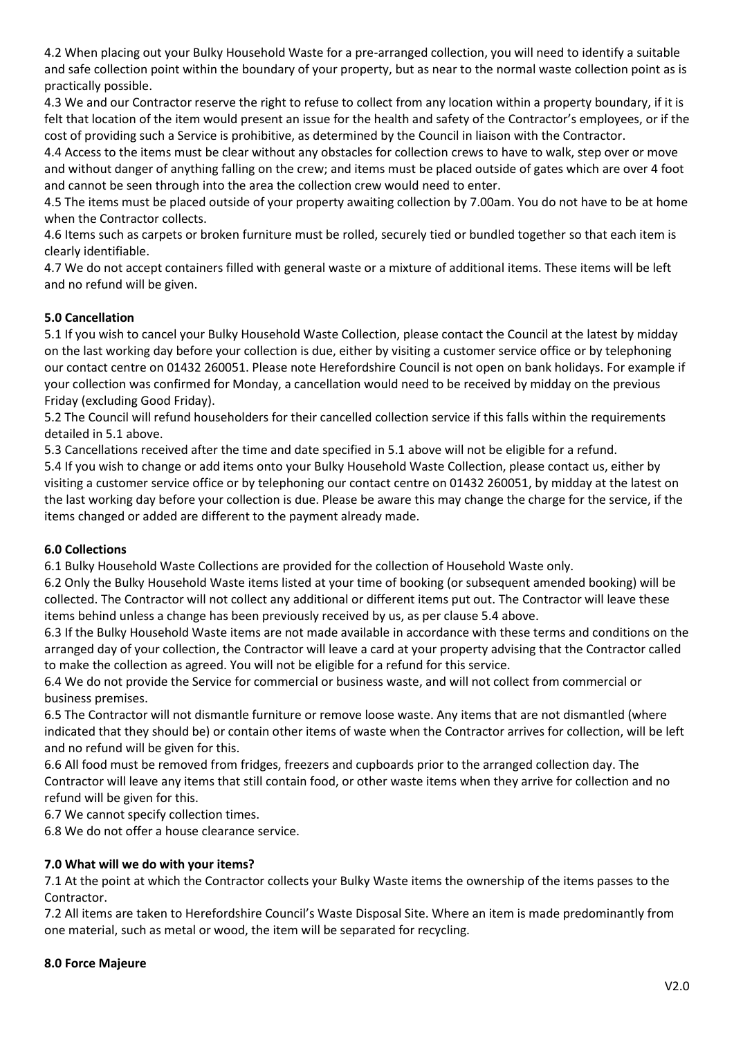4.2 When placing out your Bulky Household Waste for a pre-arranged collection, you will need to identify a suitable and safe collection point within the boundary of your property, but as near to the normal waste collection point as is practically possible.

4.3 We and our Contractor reserve the right to refuse to collect from any location within a property boundary, if it is felt that location of the item would present an issue for the health and safety of the Contractor's employees, or if the cost of providing such a Service is prohibitive, as determined by the Council in liaison with the Contractor.

4.4 Access to the items must be clear without any obstacles for collection crews to have to walk, step over or move and without danger of anything falling on the crew; and items must be placed outside of gates which are over 4 foot and cannot be seen through into the area the collection crew would need to enter.

4.5 The items must be placed outside of your property awaiting collection by 7.00am. You do not have to be at home when the Contractor collects.

4.6 Items such as carpets or broken furniture must be rolled, securely tied or bundled together so that each item is clearly identifiable.

4.7 We do not accept containers filled with general waste or a mixture of additional items. These items will be left and no refund will be given.

**5.0 Cancellation**

5.1 If you wish to cancel your Bulky Household Waste Collection, please contact the Council at the latest by midday on the last working day before your collection is due, either by visiting a customer service office or by telephoning our contact centre on 01432 260051. Please note Herefordshire Council is not open on bank holidays. For example if your collection was confirmed for Monday, a cancellation would need to be received by midday on the previous Friday (excluding Good Friday).

5.2 The Council will refund householders for their cancelled collection service if this falls within the requirements detailed in 5.1 above.

5.3 Cancellations received after the time and date specified in 5.1 above will not be eligible for a refund.

5.4 If you wish to change or add items onto your Bulky Household Waste Collection, please contact us, either by visiting a customer service office or by telephoning our contact centre on 01432 260051, by midday at the latest on the last working day before your collection is due. Please be aware this may change the charge for the service, if the items changed or added are different to the payment already made.

**6.0 Collections**

6.1 Bulky Household Waste Collections are provided for the collection of Household Waste only.

6.2 Only the Bulky Household Waste items listed at your time of booking (or subsequent amended booking) will be collected. The Contractor will not collect any additional or different items put out. The Contractor will leave these items behind unless a change has been previously received by us, as per clause 5.4 above.

6.3 If the Bulky Household Waste items are not made available in accordance with these terms and conditions on the arranged day of your collection, the Contractor will leave a card at your property advising that the Contractor called to make the collection as agreed. You will not be eligible for a refund for this service.

6.4 We do not provide the Service for commercial or business waste, and will not collect from commercial or business premises.

6.5 The Contractor will not dismantle furniture or remove loose waste. Any items that are not dismantled (where indicated that they should be) or contain other items of waste when the Contractor arrives for collection, will be left and no refund will be given for this.

6.6 All food must be removed from fridges, freezers and cupboards prior to the arranged collection day. The Contractor will leave any items that still contain food, or other waste items when they arrive for collection and no refund will be given for this.

6.7 We cannot specify collection times.

6.8 We do not offer a house clearance service.

**7.0 What will we do with your items?**

7.1 At the point at which the Contractor collects your Bulky Waste items the ownership of the items passes to the Contractor.

7.2 All items are taken to Herefordshire Council's Waste Disposal Site. Where an item is made predominantly from one material, such as metal or wood, the item will be separated for recycling.

**8.0 Force Majeure**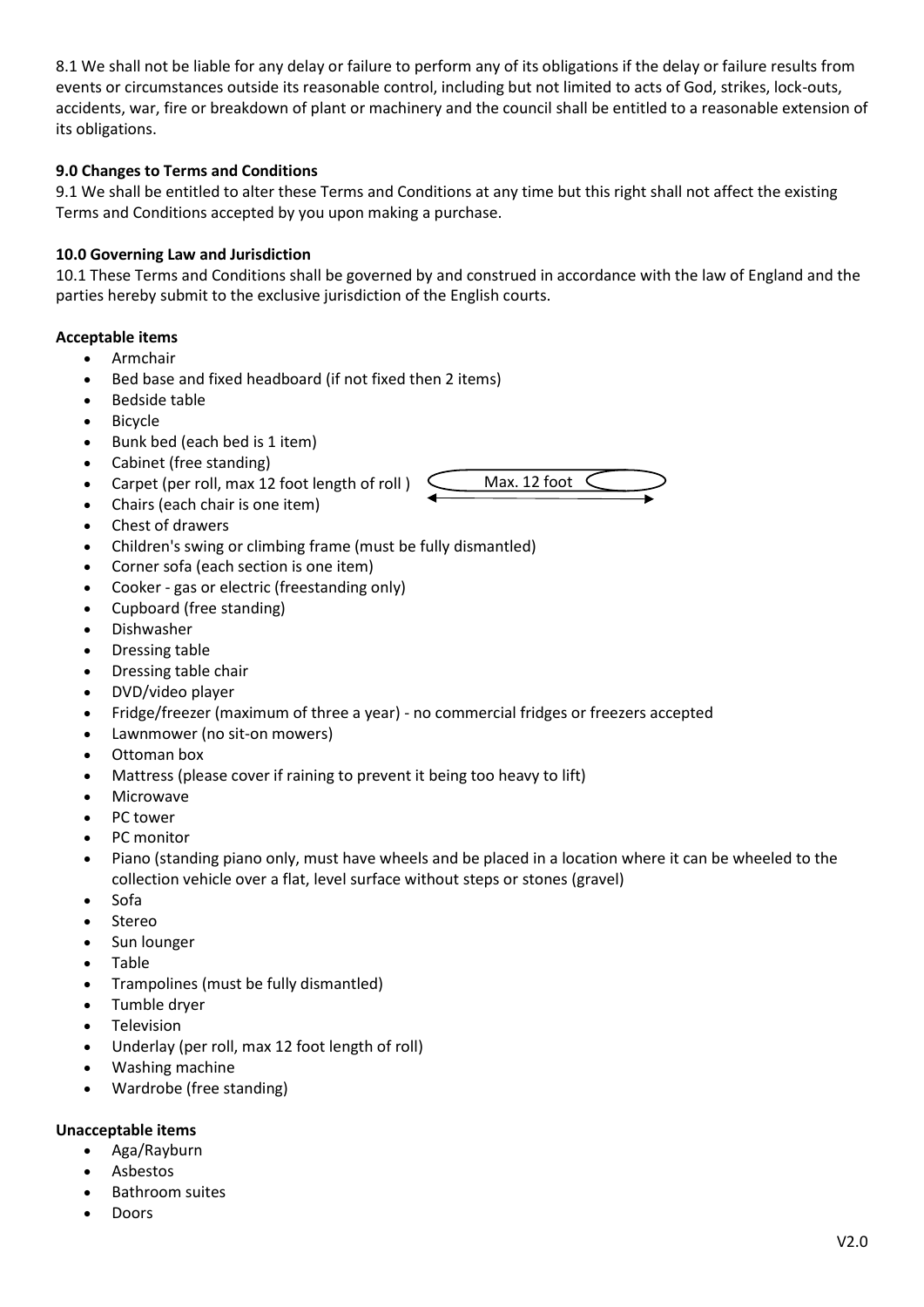8.1 We shall not be liable for any delay or failure to perform any of its obligations if the delay or failure results from events or circumstances outside its reasonable control, including but not limited to acts of God, strikes, lock-outs, accidents, war, fire or breakdown of plant or machinery and the council shall be entitled to a reasonable extension of its obligations.

**9.0 Changes to Terms and Conditions**

9.1 We shall be entitled to alter these Terms and Conditions at any time but this right shall not affect the existing Terms and Conditions accepted by you upon making a purchase.

**10.0 Governing Law and Jurisdiction**

10.1 These Terms and Conditions shall be governed by and construed in accordance with the law of England and the parties hereby submit to the exclusive jurisdiction of the English courts.

**Acceptable items**

- Armchair
- Bed base and fixed headboard (if not fixed then 2 items)
- Bedside table
- Bicycle
- Bunk bed (each bed is 1 item)
- Cabinet (free standing)
- Carpet (per roll, max 12 foot length of roll ) Max. 12 foot
- Chairs (each chair is one item)
- Chest of drawers
- Children's swing or climbing frame (must be fully dismantled)
- Corner sofa (each section is one item)
- Cooker - gas or electric (freestanding only)
- Cupboard (free standing)
- Dishwasher
- Dressing table
- Dressing table chair
- DVD/video player
- Fridge/freezer (maximum of three a year) - no commercial fridges or freezers accepted
- Lawnmower (no sit-on mowers)
- Ottoman box
- Mattress (please cover if raining to prevent it being too heavy to lift)
- Microwave
- PC tower
- PC monitor
- Piano (standing piano only, must have wheels and be placed in a location where it can be wheeled to the collection vehicle over a flat, level surface without steps or stones (gravel)
- Sofa
- Stereo
- Sun lounger
- Table
- Trampolines (must be fully dismantled)
- Tumble dryer
- Television
- Underlay (per roll, max 12 foot length of roll)
- Washing machine
- Wardrobe (free standing)

**Unacceptable items**

- Aga/Rayburn
- Asbestos
- Bathroom suites
- Doors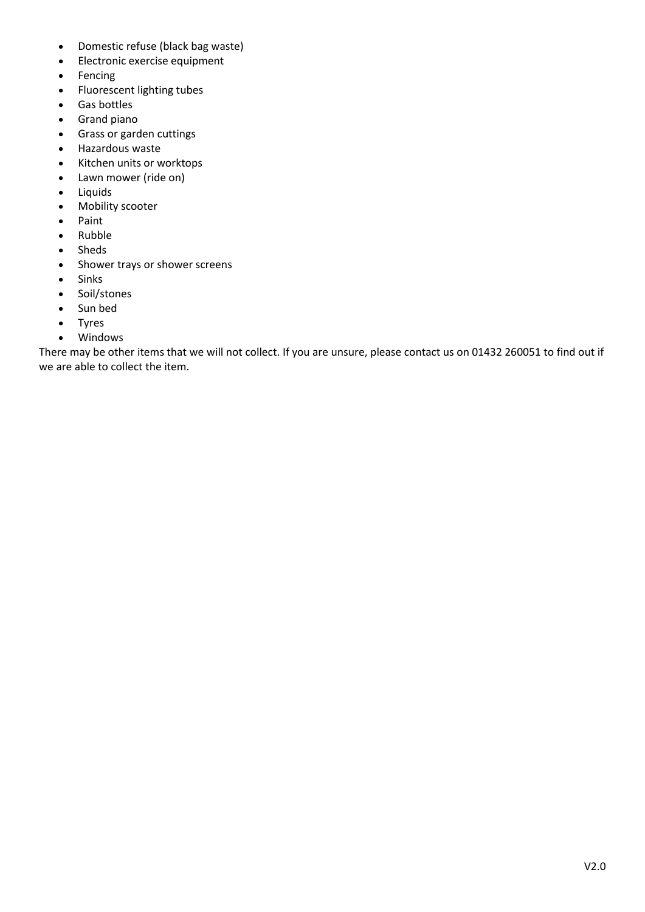- Domestic refuse (black bag waste)
- Electronic exercise equipment
- Fencing
- Fluorescent lighting tubes
- Gas bottles
- Grand piano
- Grass or garden cuttings
- Hazardous waste
- Kitchen units or worktops
- Lawn mower (ride on)
- Liquids
- Mobility scooter
- Paint
- Rubble
- Sheds
- Shower trays or shower screens
- Sinks
- Soil/stones
- Sun bed
- Tyres
- Windows

There may be other items that we will not collect. If you are unsure, please contact us on 01432 260051 to find out if we are able to collect the item.

V2.0